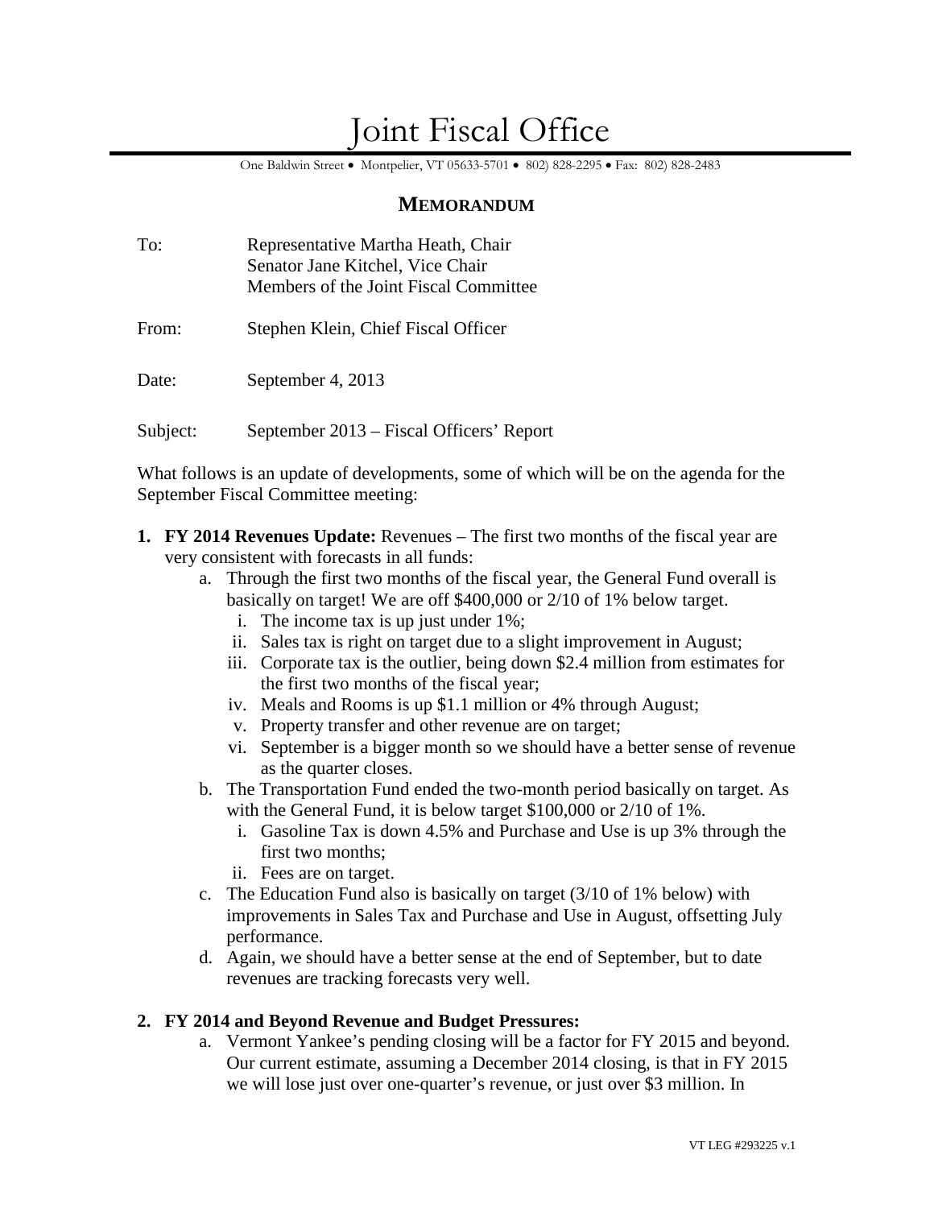# Joint Fiscal Office

One Baldwin Street • Montpelier, VT 05633-5701 • 802) 828-2295 • Fax: 802) 828-2483

## MEMORANDUM

To: Representative Martha Heath, Chair
Senator Jane Kitchel, Vice Chair
Members of the Joint Fiscal Committee

From: Stephen Klein, Chief Fiscal Officer

Date: September 4, 2013

Subject: September 2013 – Fiscal Officers' Report

What follows is an update of developments, some of which will be on the agenda for the September Fiscal Committee meeting:

1. **FY 2014 Revenues Update:** Revenues – The first two months of the fiscal year are very consistent with forecasts in all funds:
   a. Through the first two months of the fiscal year, the General Fund overall is basically on target! We are off $400,000 or 2/10 of 1% below target.
      i. The income tax is up just under 1%;
      ii. Sales tax is right on target due to a slight improvement in August;
      iii. Corporate tax is the outlier, being down $2.4 million from estimates for the first two months of the fiscal year;
      iv. Meals and Rooms is up $1.1 million or 4% through August;
      v. Property transfer and other revenue are on target;
      vi. September is a bigger month so we should have a better sense of revenue as the quarter closes.
   b. The Transportation Fund ended the two-month period basically on target. As with the General Fund, it is below target $100,000 or 2/10 of 1%.
      i. Gasoline Tax is down 4.5% and Purchase and Use is up 3% through the first two months;
      ii. Fees are on target.
   c. The Education Fund also is basically on target (3/10 of 1% below) with improvements in Sales Tax and Purchase and Use in August, offsetting July performance.
   d. Again, we should have a better sense at the end of September, but to date revenues are tracking forecasts very well.

2. **FY 2014 and Beyond Revenue and Budget Pressures:**
   a. Vermont Yankee's pending closing will be a factor for FY 2015 and beyond. Our current estimate, assuming a December 2014 closing, is that in FY 2015 we will lose just over one-quarter's revenue, or just over $3 million. In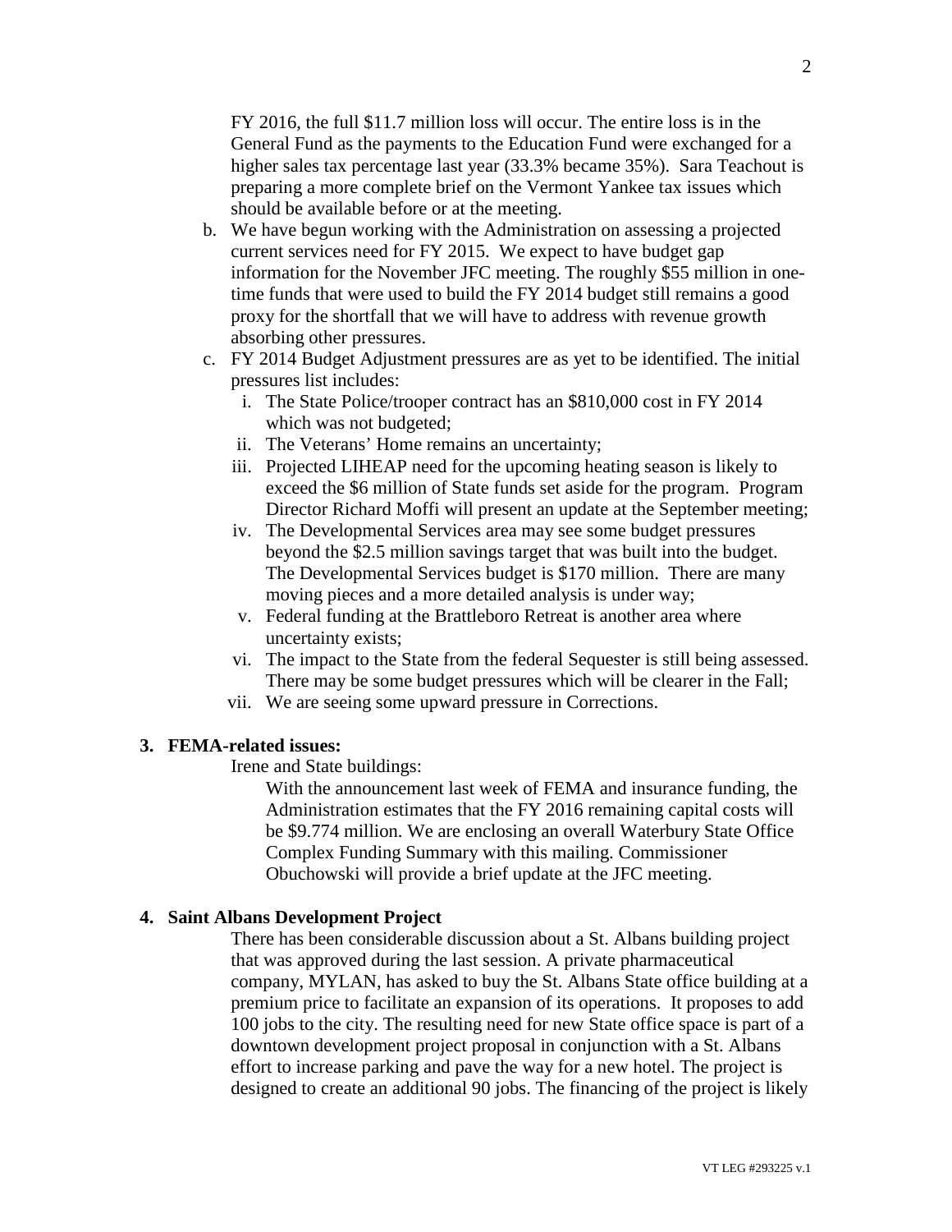FY 2016, the full \$11.7 million loss will occur. The entire loss is in the General Fund as the payments to the Education Fund were exchanged for a higher sales tax percentage last year (33.3% became 35%). Sara Teachout is preparing a more complete brief on the Vermont Yankee tax issues which should be available before or at the meeting.

b. We have begun working with the Administration on assessing a projected current services need for FY 2015. We expect to have budget gap information for the November JFC meeting. The roughly \$55 million in one-time funds that were used to build the FY 2014 budget still remains a good proxy for the shortfall that we will have to address with revenue growth absorbing other pressures.

c. FY 2014 Budget Adjustment pressures are as yet to be identified. The initial pressures list includes:

   i. The State Police/trooper contract has an \$810,000 cost in FY 2014 which was not budgeted;
   ii. The Veterans' Home remains an uncertainty;
   iii. Projected LIHEAP need for the upcoming heating season is likely to exceed the \$6 million of State funds set aside for the program. Program Director Richard Moffi will present an update at the September meeting;
   iv. The Developmental Services area may see some budget pressures beyond the \$2.5 million savings target that was built into the budget. The Developmental Services budget is \$170 million. There are many moving pieces and a more detailed analysis is under way;
   v. Federal funding at the Brattleboro Retreat is another area where uncertainty exists;
   vi. The impact to the State from the federal Sequester is still being assessed. There may be some budget pressures which will be clearer in the Fall;
   vii. We are seeing some upward pressure in Corrections.

**3. FEMA-related issues:**

Irene and State buildings:

With the announcement last week of FEMA and insurance funding, the Administration estimates that the FY 2016 remaining capital costs will be \$9.774 million. We are enclosing an overall Waterbury State Office Complex Funding Summary with this mailing. Commissioner Obuchowski will provide a brief update at the JFC meeting.

**4. Saint Albans Development Project**

There has been considerable discussion about a St. Albans building project that was approved during the last session. A private pharmaceutical company, MYLAN, has asked to buy the St. Albans State office building at a premium price to facilitate an expansion of its operations. It proposes to add 100 jobs to the city. The resulting need for new State office space is part of a downtown development project proposal in conjunction with a St. Albans effort to increase parking and pave the way for a new hotel. The project is designed to create an additional 90 jobs. The financing of the project is likely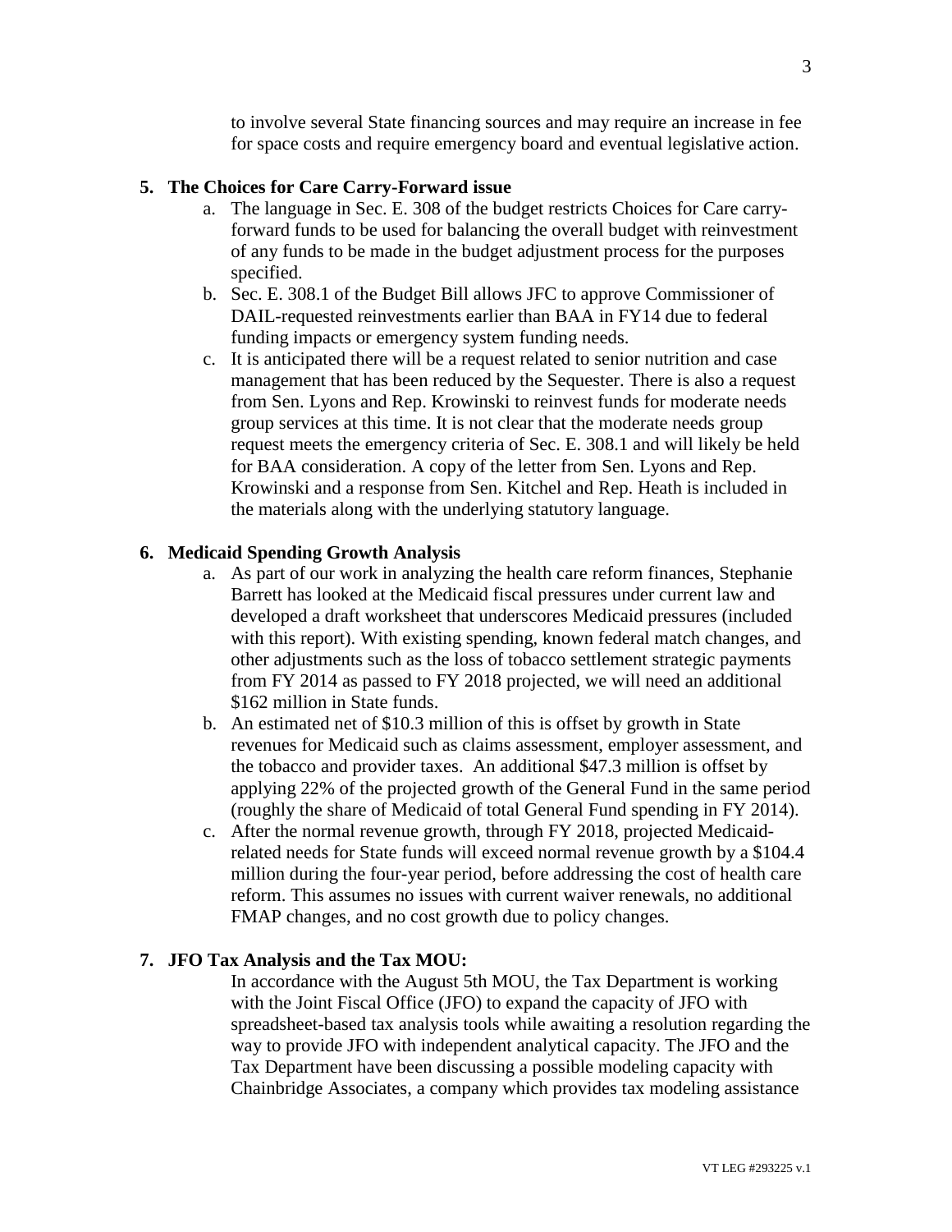to involve several State financing sources and may require an increase in fee for space costs and require emergency board and eventual legislative action.

**5. The Choices for Care Carry-Forward issue**

a. The language in Sec. E. 308 of the budget restricts Choices for Care carry-forward funds to be used for balancing the overall budget with reinvestment of any funds to be made in the budget adjustment process for the purposes specified.

b. Sec. E. 308.1 of the Budget Bill allows JFC to approve Commissioner of DAIL-requested reinvestments earlier than BAA in FY14 due to federal funding impacts or emergency system funding needs.

c. It is anticipated there will be a request related to senior nutrition and case management that has been reduced by the Sequester. There is also a request from Sen. Lyons and Rep. Krowinski to reinvest funds for moderate needs group services at this time. It is not clear that the moderate needs group request meets the emergency criteria of Sec. E. 308.1 and will likely be held for BAA consideration. A copy of the letter from Sen. Lyons and Rep. Krowinski and a response from Sen. Kitchel and Rep. Heath is included in the materials along with the underlying statutory language.

**6. Medicaid Spending Growth Analysis**

a. As part of our work in analyzing the health care reform finances, Stephanie Barrett has looked at the Medicaid fiscal pressures under current law and developed a draft worksheet that underscores Medicaid pressures (included with this report). With existing spending, known federal match changes, and other adjustments such as the loss of tobacco settlement strategic payments from FY 2014 as passed to FY 2018 projected, we will need an additional $162 million in State funds.

b. An estimated net of $10.3 million of this is offset by growth in State revenues for Medicaid such as claims assessment, employer assessment, and the tobacco and provider taxes. An additional $47.3 million is offset by applying 22% of the projected growth of the General Fund in the same period (roughly the share of Medicaid of total General Fund spending in FY 2014).

c. After the normal revenue growth, through FY 2018, projected Medicaid-related needs for State funds will exceed normal revenue growth by a $104.4 million during the four-year period, before addressing the cost of health care reform. This assumes no issues with current waiver renewals, no additional FMAP changes, and no cost growth due to policy changes.

**7. JFO Tax Analysis and the Tax MOU:**

In accordance with the August 5th MOU, the Tax Department is working with the Joint Fiscal Office (JFO) to expand the capacity of JFO with spreadsheet-based tax analysis tools while awaiting a resolution regarding the way to provide JFO with independent analytical capacity. The JFO and the Tax Department have been discussing a possible modeling capacity with Chainbridge Associates, a company which provides tax modeling assistance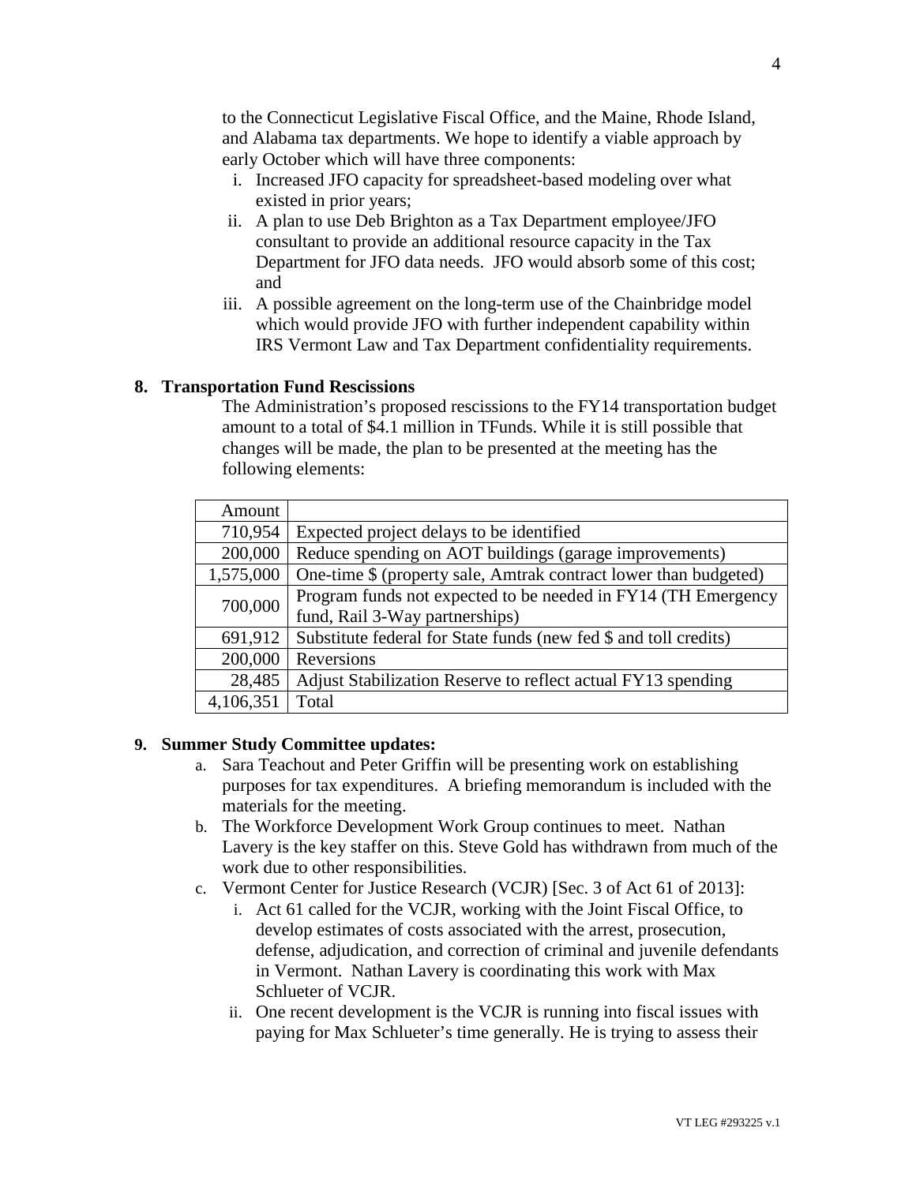to the Connecticut Legislative Fiscal Office, and the Maine, Rhode Island, and Alabama tax departments. We hope to identify a viable approach by early October which will have three components:

i. Increased JFO capacity for spreadsheet-based modeling over what existed in prior years;
ii. A plan to use Deb Brighton as a Tax Department employee/JFO consultant to provide an additional resource capacity in the Tax Department for JFO data needs. JFO would absorb some of this cost; and
iii. A possible agreement on the long-term use of the Chainbridge model which would provide JFO with further independent capability within IRS Vermont Law and Tax Department confidentiality requirements.

**8. Transportation Fund Rescissions**

The Administration's proposed rescissions to the FY14 transportation budget amount to a total of $4.1 million in TFunds. While it is still possible that changes will be made, the plan to be presented at the meeting has the following elements:

| Amount | |
|---|---|
| 710,954 | Expected project delays to be identified |
| 200,000 | Reduce spending on AOT buildings (garage improvements) |
| 1,575,000 | One-time $ (property sale, Amtrak contract lower than budgeted) |
| 700,000 | Program funds not expected to be needed in FY14 (TH Emergency fund, Rail 3-Way partnerships) |
| 691,912 | Substitute federal for State funds (new fed $ and toll credits) |
| 200,000 | Reversions |
| 28,485 | Adjust Stabilization Reserve to reflect actual FY13 spending |
| 4,106,351 | Total |

**9. Summer Study Committee updates:**

a. Sara Teachout and Peter Griffin will be presenting work on establishing purposes for tax expenditures. A briefing memorandum is included with the materials for the meeting.
b. The Workforce Development Work Group continues to meet. Nathan Lavery is the key staffer on this. Steve Gold has withdrawn from much of the work due to other responsibilities.
c. Vermont Center for Justice Research (VCJR) [Sec. 3 of Act 61 of 2013]:
   i. Act 61 called for the VCJR, working with the Joint Fiscal Office, to develop estimates of costs associated with the arrest, prosecution, defense, adjudication, and correction of criminal and juvenile defendants in Vermont. Nathan Lavery is coordinating this work with Max Schlueter of VCJR.
   ii. One recent development is the VCJR is running into fiscal issues with paying for Max Schlueter's time generally. He is trying to assess their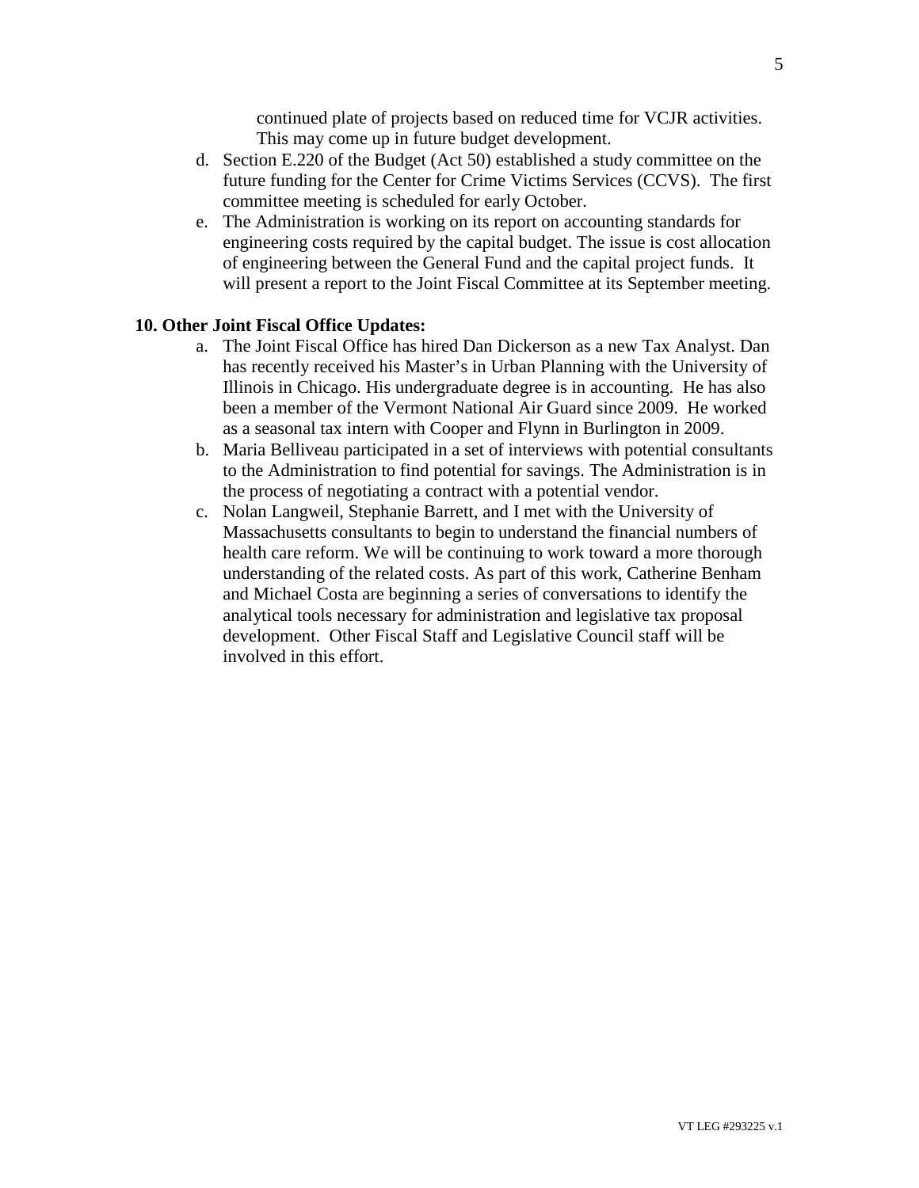continued plate of projects based on reduced time for VCJR activities. This may come up in future budget development.

d. Section E.220 of the Budget (Act 50) established a study committee on the future funding for the Center for Crime Victims Services (CCVS). The first committee meeting is scheduled for early October.
e. The Administration is working on its report on accounting standards for engineering costs required by the capital budget. The issue is cost allocation of engineering between the General Fund and the capital project funds. It will present a report to the Joint Fiscal Committee at its September meeting.

**10. Other Joint Fiscal Office Updates:**

a. The Joint Fiscal Office has hired Dan Dickerson as a new Tax Analyst. Dan has recently received his Master's in Urban Planning with the University of Illinois in Chicago. His undergraduate degree is in accounting. He has also been a member of the Vermont National Air Guard since 2009. He worked as a seasonal tax intern with Cooper and Flynn in Burlington in 2009.
b. Maria Belliveau participated in a set of interviews with potential consultants to the Administration to find potential for savings. The Administration is in the process of negotiating a contract with a potential vendor.
c. Nolan Langweil, Stephanie Barrett, and I met with the University of Massachusetts consultants to begin to understand the financial numbers of health care reform. We will be continuing to work toward a more thorough understanding of the related costs. As part of this work, Catherine Benham and Michael Costa are beginning a series of conversations to identify the analytical tools necessary for administration and legislative tax proposal development. Other Fiscal Staff and Legislative Council staff will be involved in this effort.

VT LEG #293225 v.1